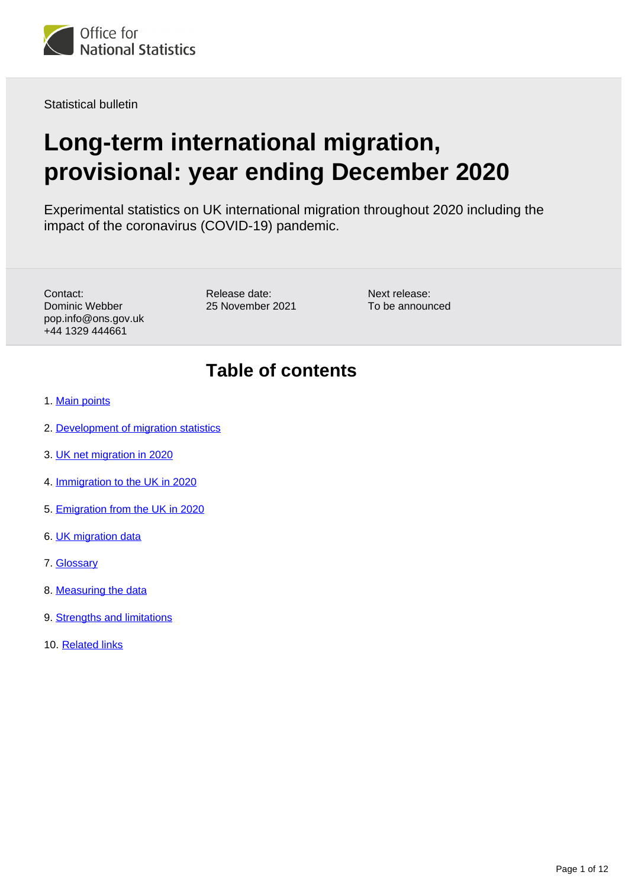Statistical bulletin

# Long-term international migration, provisional: year ending December 2020

Experimental statistics on UK international migration throughout 2020 including the impact of the coronavirus (COVID-19) pandemic.

Contact:
Dominic Webber
pop.info@ons.gov.uk
+44 1329 444661

Release date:
25 November 2021

Next release:
To be announced

## Table of contents

1. Main points
2. Development of migration statistics
3. UK net migration in 2020
4. Immigration to the UK in 2020
5. Emigration from the UK in 2020
6. UK migration data
7. Glossary
8. Measuring the data
9. Strengths and limitations
10. Related links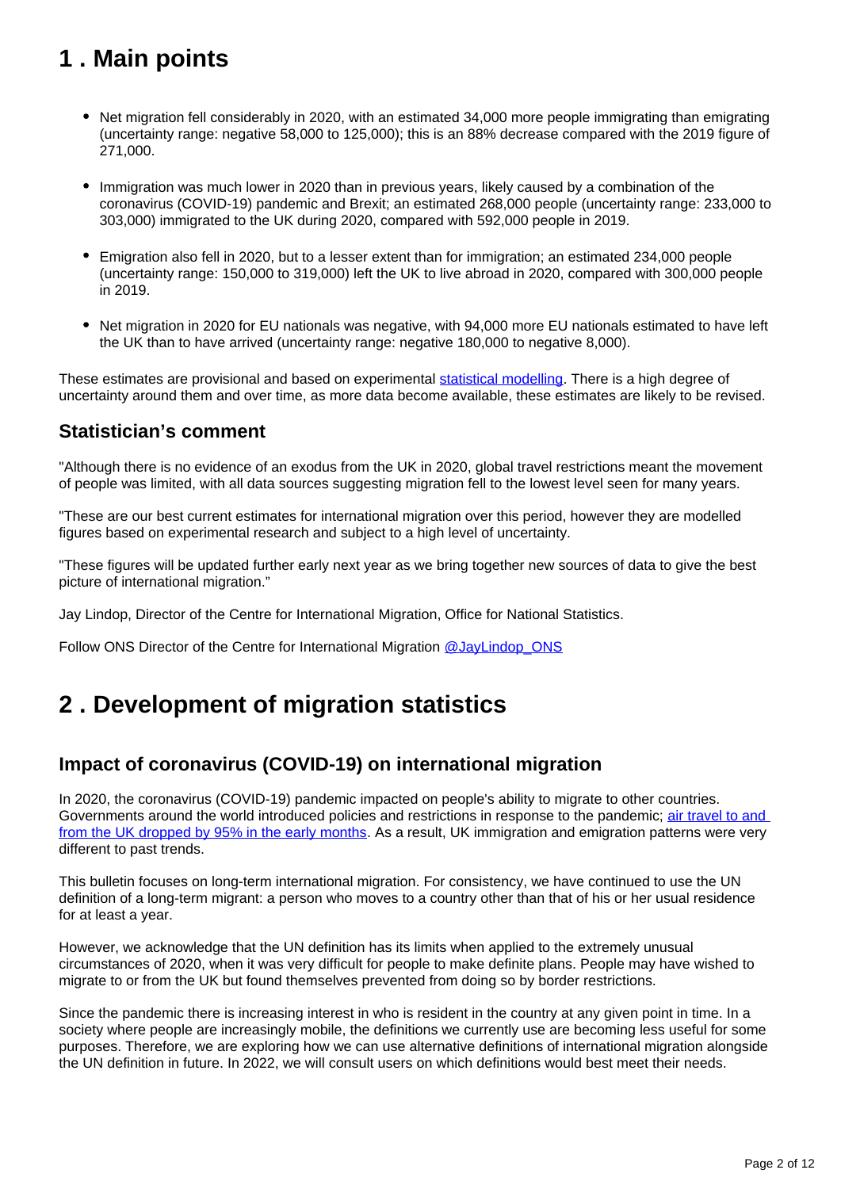# 1 . Main points

- Net migration fell considerably in 2020, with an estimated 34,000 more people immigrating than emigrating (uncertainty range: negative 58,000 to 125,000); this is an 88% decrease compared with the 2019 figure of 271,000.
- Immigration was much lower in 2020 than in previous years, likely caused by a combination of the coronavirus (COVID-19) pandemic and Brexit; an estimated 268,000 people (uncertainty range: 233,000 to 303,000) immigrated to the UK during 2020, compared with 592,000 people in 2019.
- Emigration also fell in 2020, but to a lesser extent than for immigration; an estimated 234,000 people (uncertainty range: 150,000 to 319,000) left the UK to live abroad in 2020, compared with 300,000 people in 2019.
- Net migration in 2020 for EU nationals was negative, with 94,000 more EU nationals estimated to have left the UK than to have arrived (uncertainty range: negative 180,000 to negative 8,000).

These estimates are provisional and based on experimental statistical modelling. There is a high degree of uncertainty around them and over time, as more data become available, these estimates are likely to be revised.

## Statistician's comment

"Although there is no evidence of an exodus from the UK in 2020, global travel restrictions meant the movement of people was limited, with all data sources suggesting migration fell to the lowest level seen for many years.

"These are our best current estimates for international migration over this period, however they are modelled figures based on experimental research and subject to a high level of uncertainty.

"These figures will be updated further early next year as we bring together new sources of data to give the best picture of international migration."

Jay Lindop, Director of the Centre for International Migration, Office for National Statistics.

Follow ONS Director of the Centre for International Migration @JayLindop_ONS

# 2 . Development of migration statistics

## Impact of coronavirus (COVID-19) on international migration

In 2020, the coronavirus (COVID-19) pandemic impacted on people's ability to migrate to other countries. Governments around the world introduced policies and restrictions in response to the pandemic; air travel to and from the UK dropped by 95% in the early months. As a result, UK immigration and emigration patterns were very different to past trends.

This bulletin focuses on long-term international migration. For consistency, we have continued to use the UN definition of a long-term migrant: a person who moves to a country other than that of his or her usual residence for at least a year.

However, we acknowledge that the UN definition has its limits when applied to the extremely unusual circumstances of 2020, when it was very difficult for people to make definite plans. People may have wished to migrate to or from the UK but found themselves prevented from doing so by border restrictions.

Since the pandemic there is increasing interest in who is resident in the country at any given point in time. In a society where people are increasingly mobile, the definitions we currently use are becoming less useful for some purposes. Therefore, we are exploring how we can use alternative definitions of international migration alongside the UN definition in future. In 2022, we will consult users on which definitions would best meet their needs.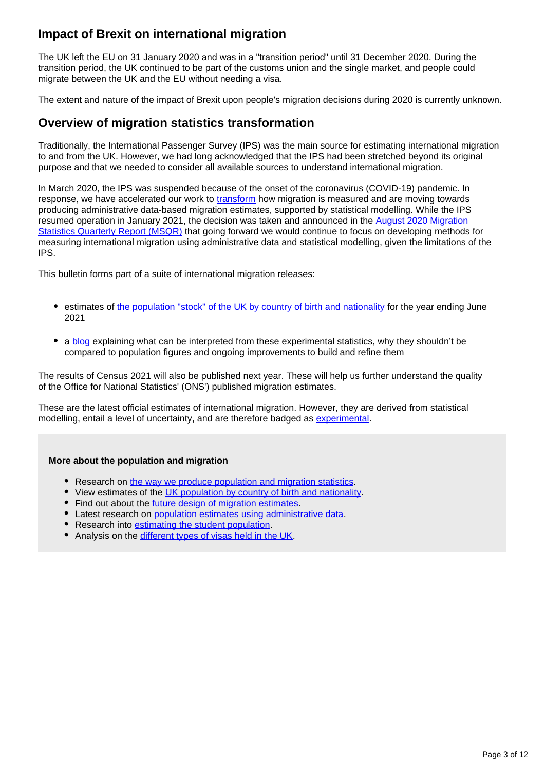## Impact of Brexit on international migration

The UK left the EU on 31 January 2020 and was in a "transition period" until 31 December 2020. During the transition period, the UK continued to be part of the customs union and the single market, and people could migrate between the UK and the EU without needing a visa.

The extent and nature of the impact of Brexit upon people's migration decisions during 2020 is currently unknown.

## Overview of migration statistics transformation

Traditionally, the International Passenger Survey (IPS) was the main source for estimating international migration to and from the UK. However, we had long acknowledged that the IPS had been stretched beyond its original purpose and that we needed to consider all available sources to understand international migration.

In March 2020, the IPS was suspended because of the onset of the coronavirus (COVID-19) pandemic. In response, we have accelerated our work to transform how migration is measured and are moving towards producing administrative data-based migration estimates, supported by statistical modelling. While the IPS resumed operation in January 2021, the decision was taken and announced in the August 2020 Migration Statistics Quarterly Report (MSQR) that going forward we would continue to focus on developing methods for measuring international migration using administrative data and statistical modelling, given the limitations of the IPS.

This bulletin forms part of a suite of international migration releases:

- estimates of the population "stock" of the UK by country of birth and nationality for the year ending June 2021
- a blog explaining what can be interpreted from these experimental statistics, why they shouldn't be compared to population figures and ongoing improvements to build and refine them

The results of Census 2021 will also be published next year. These will help us further understand the quality of the Office for National Statistics' (ONS') published migration estimates.

These are the latest official estimates of international migration. However, they are derived from statistical modelling, entail a level of uncertainty, and are therefore badged as experimental.

**More about the population and migration**

- Research on the way we produce population and migration statistics.
- View estimates of the UK population by country of birth and nationality.
- Find out about the future design of migration estimates.
- Latest research on population estimates using administrative data.
- Research into estimating the student population.
- Analysis on the different types of visas held in the UK.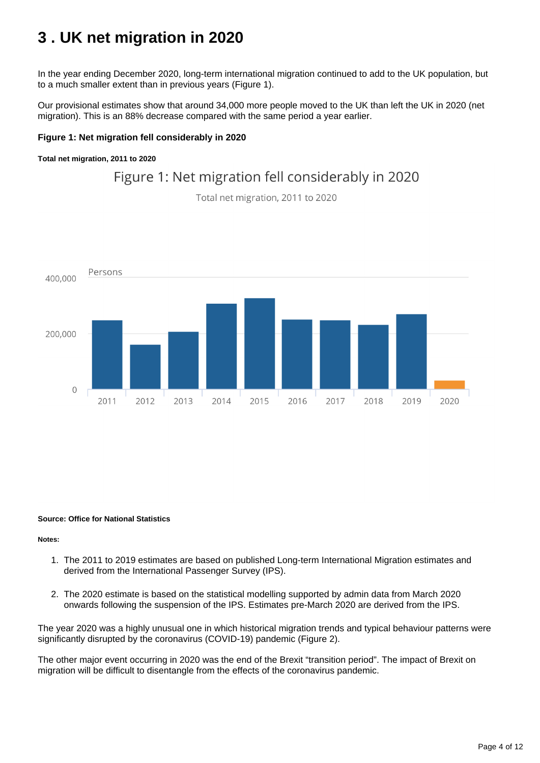# 3 . UK net migration in 2020

In the year ending December 2020, long-term international migration continued to add to the UK population, but to a much smaller extent than in previous years (Figure 1).

Our provisional estimates show that around 34,000 more people moved to the UK than left the UK in 2020 (net migration). This is an 88% decrease compared with the same period a year earlier.

**Figure 1: Net migration fell considerably in 2020**

**Total net migration, 2011 to 2020**

**Source: Office for National Statistics**

**Notes:**

1. The 2011 to 2019 estimates are based on published Long-term International Migration estimates and derived from the International Passenger Survey (IPS).

2. The 2020 estimate is based on the statistical modelling supported by admin data from March 2020 onwards following the suspension of the IPS. Estimates pre-March 2020 are derived from the IPS.

The year 2020 was a highly unusual one in which historical migration trends and typical behaviour patterns were significantly disrupted by the coronavirus (COVID-19) pandemic (Figure 2).

The other major event occurring in 2020 was the end of the Brexit "transition period". The impact of Brexit on migration will be difficult to disentangle from the effects of the coronavirus pandemic.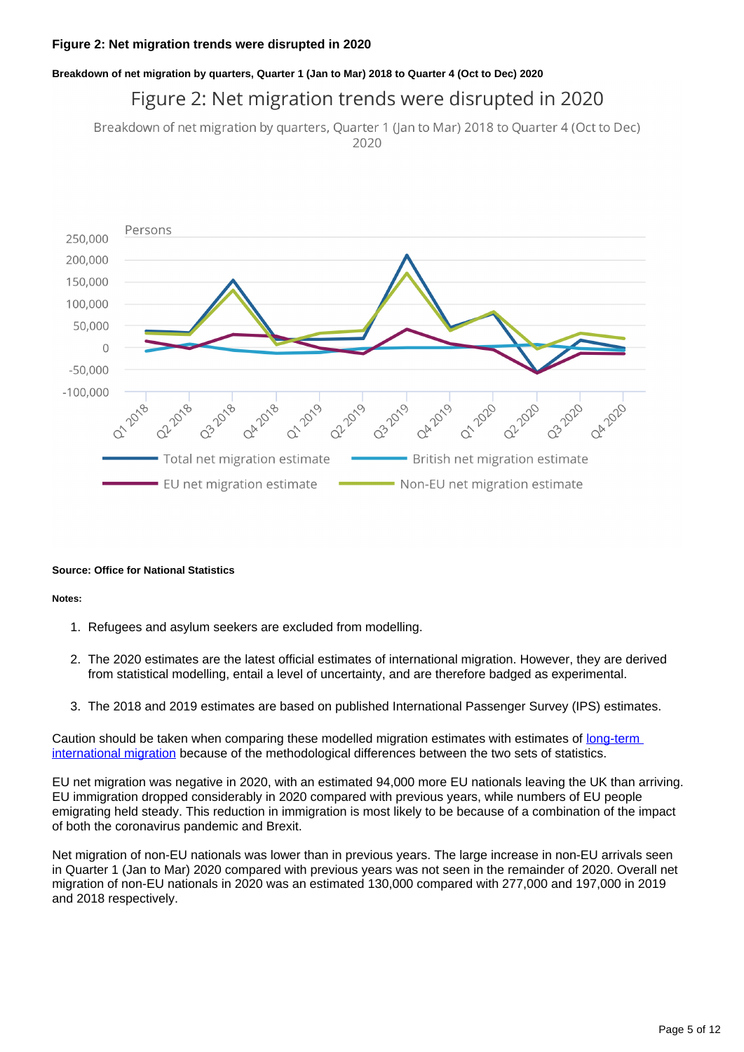**Figure 2: Net migration trends were disrupted in 2020**

**Breakdown of net migration by quarters, Quarter 1 (Jan to Mar) 2018 to Quarter 4 (Oct to Dec) 2020**

**Source: Office for National Statistics**

**Notes:**

1. Refugees and asylum seekers are excluded from modelling.
2. The 2020 estimates are the latest official estimates of international migration. However, they are derived from statistical modelling, entail a level of uncertainty, and are therefore badged as experimental.
3. The 2018 and 2019 estimates are based on published International Passenger Survey (IPS) estimates.

Caution should be taken when comparing these modelled migration estimates with estimates of long-term international migration because of the methodological differences between the two sets of statistics.

EU net migration was negative in 2020, with an estimated 94,000 more EU nationals leaving the UK than arriving. EU immigration dropped considerably in 2020 compared with previous years, while numbers of EU people emigrating held steady. This reduction in immigration is most likely to be because of a combination of the impact of both the coronavirus pandemic and Brexit.

Net migration of non-EU nationals was lower than in previous years. The large increase in non-EU arrivals seen in Quarter 1 (Jan to Mar) 2020 compared with previous years was not seen in the remainder of 2020. Overall net migration of non-EU nationals in 2020 was an estimated 130,000 compared with 277,000 and 197,000 in 2019 and 2018 respectively.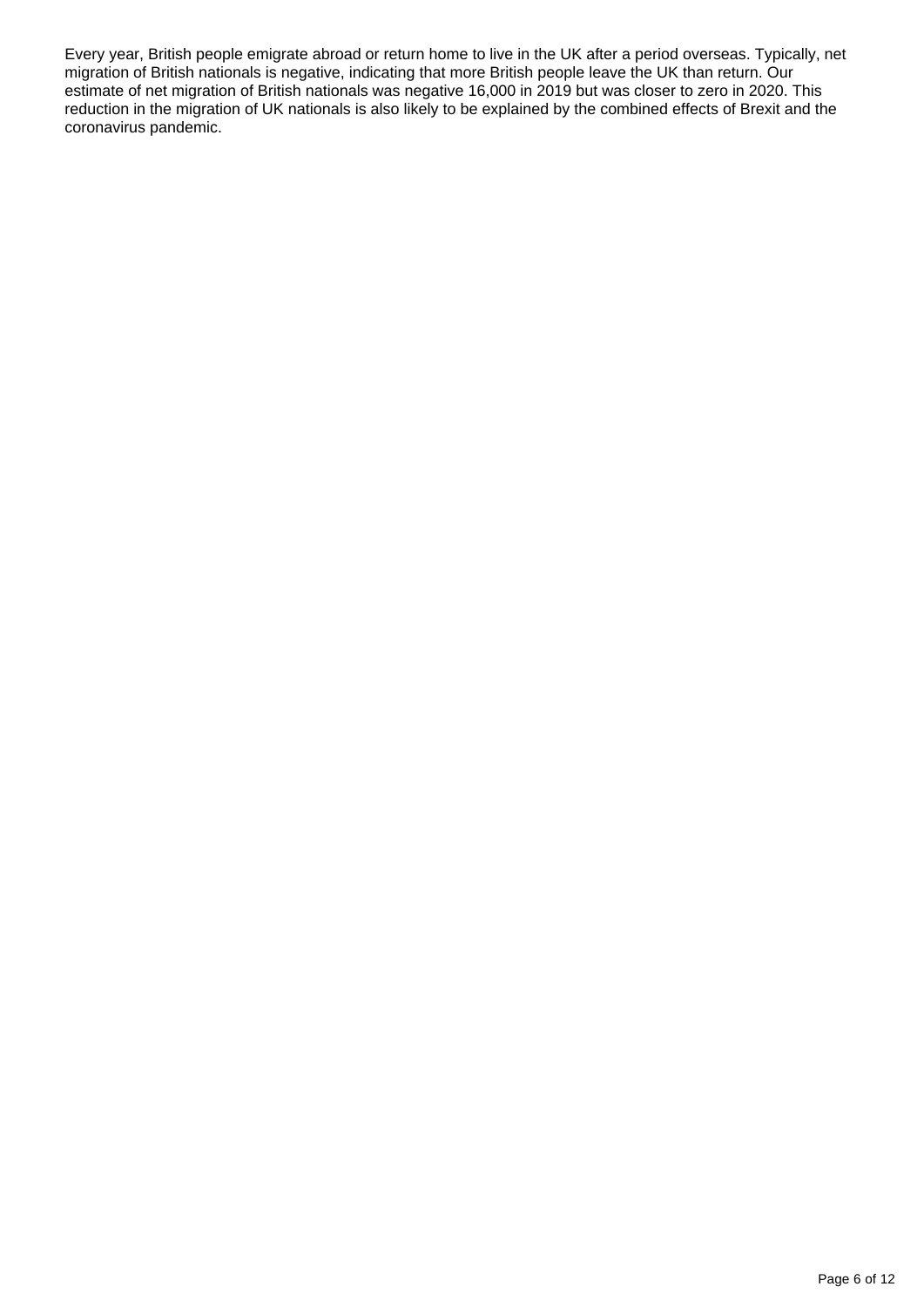Every year, British people emigrate abroad or return home to live in the UK after a period overseas. Typically, net migration of British nationals is negative, indicating that more British people leave the UK than return. Our estimate of net migration of British nationals was negative 16,000 in 2019 but was closer to zero in 2020. This reduction in the migration of UK nationals is also likely to be explained by the combined effects of Brexit and the coronavirus pandemic.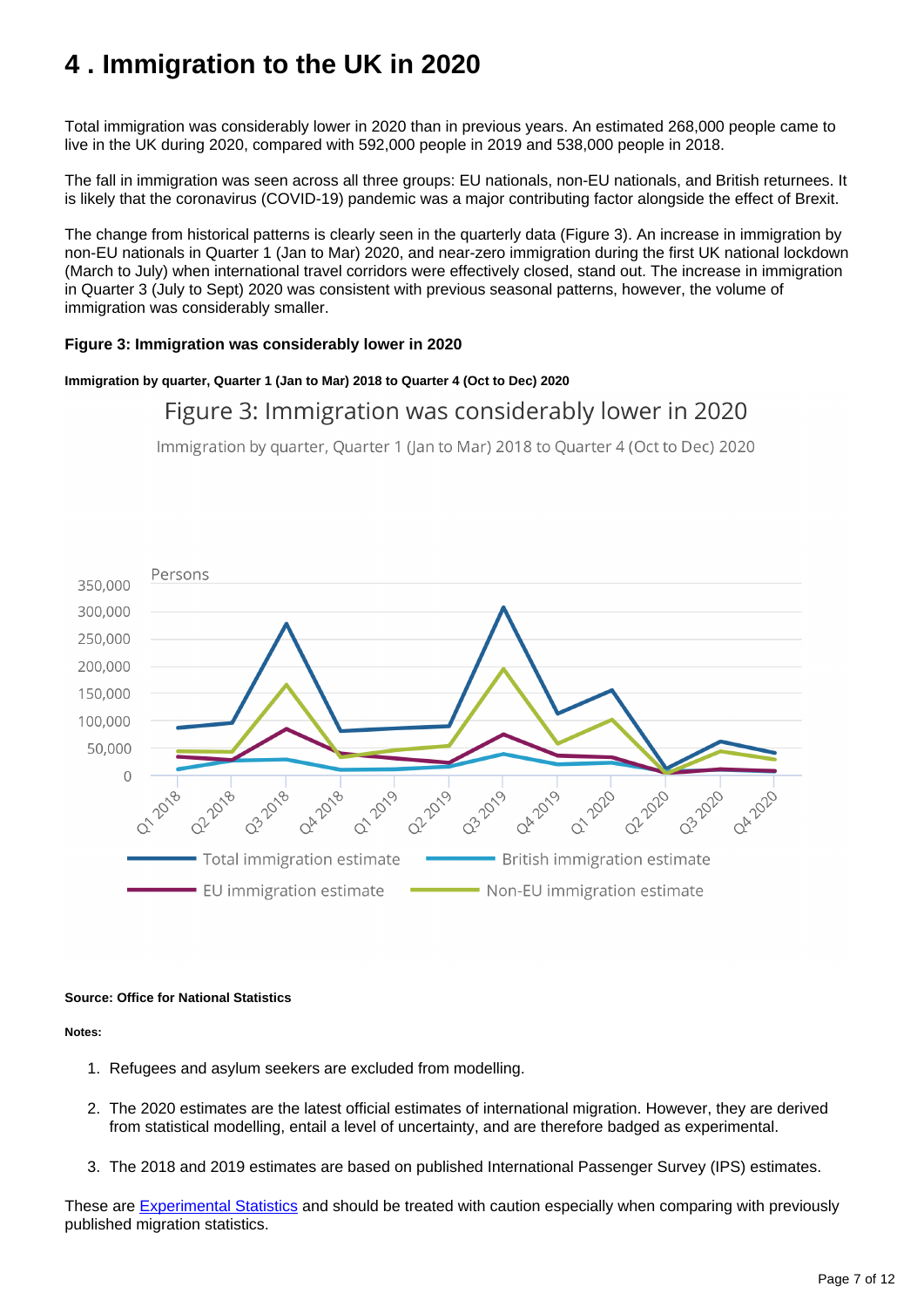# 4 . Immigration to the UK in 2020

Total immigration was considerably lower in 2020 than in previous years. An estimated 268,000 people came to live in the UK during 2020, compared with 592,000 people in 2019 and 538,000 people in 2018.

The fall in immigration was seen across all three groups: EU nationals, non-EU nationals, and British returnees. It is likely that the coronavirus (COVID-19) pandemic was a major contributing factor alongside the effect of Brexit.

The change from historical patterns is clearly seen in the quarterly data (Figure 3). An increase in immigration by non-EU nationals in Quarter 1 (Jan to Mar) 2020, and near-zero immigration during the first UK national lockdown (March to July) when international travel corridors were effectively closed, stand out. The increase in immigration in Quarter 3 (July to Sept) 2020 was consistent with previous seasonal patterns, however, the volume of immigration was considerably smaller.

**Figure 3: Immigration was considerably lower in 2020**

**Immigration by quarter, Quarter 1 (Jan to Mar) 2018 to Quarter 4 (Oct to Dec) 2020**

**Source: Office for National Statistics**

**Notes:**

1. Refugees and asylum seekers are excluded from modelling.
2. The 2020 estimates are the latest official estimates of international migration. However, they are derived from statistical modelling, entail a level of uncertainty, and are therefore badged as experimental.
3. The 2018 and 2019 estimates are based on published International Passenger Survey (IPS) estimates.

These are Experimental Statistics and should be treated with caution especially when comparing with previously published migration statistics.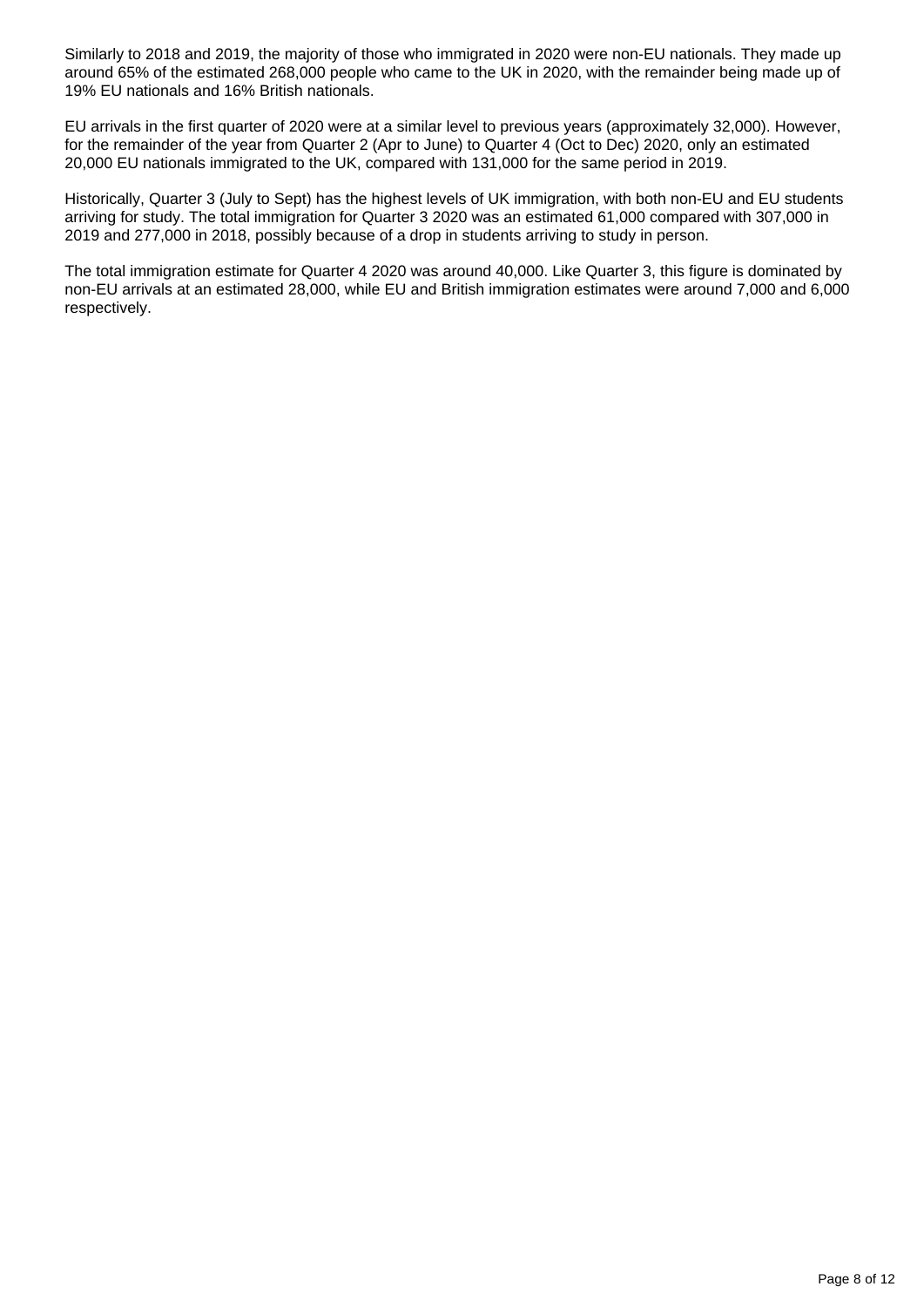Similarly to 2018 and 2019, the majority of those who immigrated in 2020 were non-EU nationals. They made up around 65% of the estimated 268,000 people who came to the UK in 2020, with the remainder being made up of 19% EU nationals and 16% British nationals.

EU arrivals in the first quarter of 2020 were at a similar level to previous years (approximately 32,000). However, for the remainder of the year from Quarter 2 (Apr to June) to Quarter 4 (Oct to Dec) 2020, only an estimated 20,000 EU nationals immigrated to the UK, compared with 131,000 for the same period in 2019.

Historically, Quarter 3 (July to Sept) has the highest levels of UK immigration, with both non-EU and EU students arriving for study. The total immigration for Quarter 3 2020 was an estimated 61,000 compared with 307,000 in 2019 and 277,000 in 2018, possibly because of a drop in students arriving to study in person.

The total immigration estimate for Quarter 4 2020 was around 40,000. Like Quarter 3, this figure is dominated by non-EU arrivals at an estimated 28,000, while EU and British immigration estimates were around 7,000 and 6,000 respectively.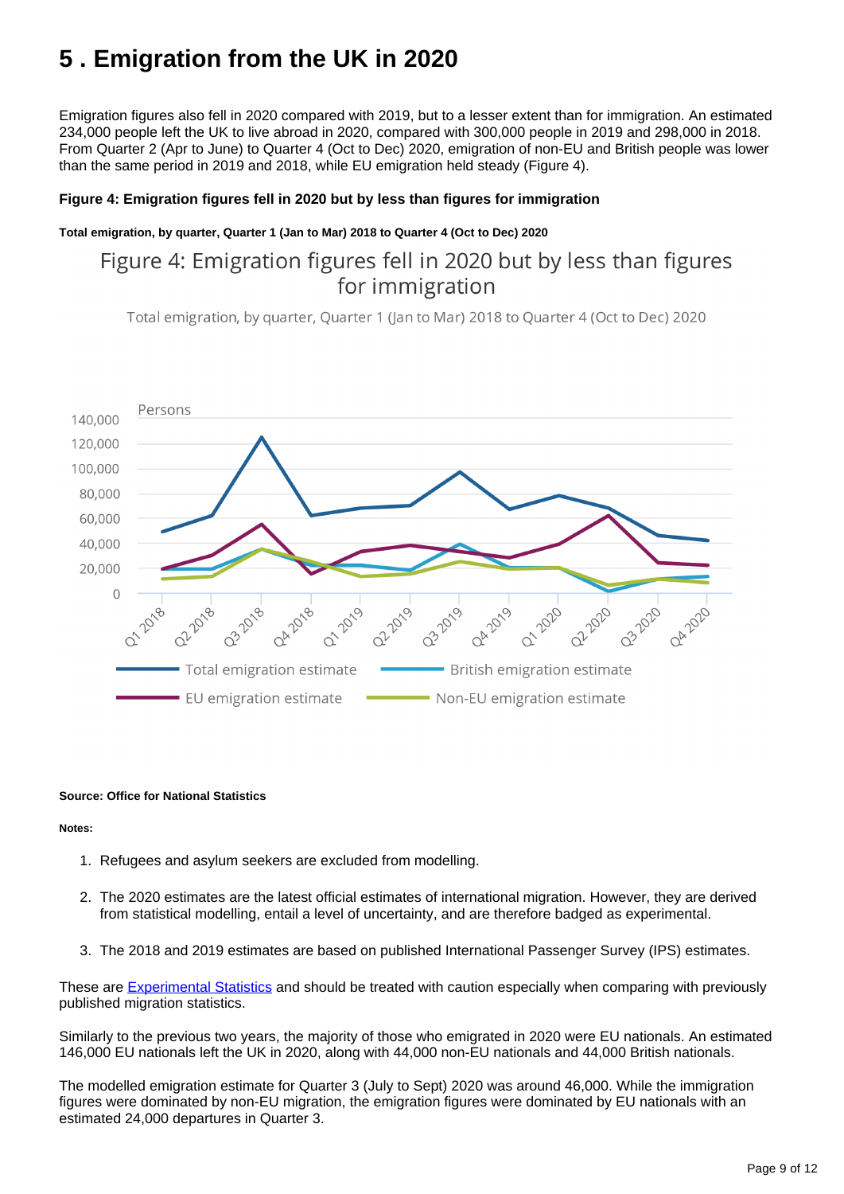# 5 . Emigration from the UK in 2020

Emigration figures also fell in 2020 compared with 2019, but to a lesser extent than for immigration. An estimated 234,000 people left the UK to live abroad in 2020, compared with 300,000 people in 2019 and 298,000 in 2018. From Quarter 2 (Apr to June) to Quarter 4 (Oct to Dec) 2020, emigration of non-EU and British people was lower than the same period in 2019 and 2018, while EU emigration held steady (Figure 4).

**Figure 4: Emigration figures fell in 2020 but by less than figures for immigration**

**Total emigration, by quarter, Quarter 1 (Jan to Mar) 2018 to Quarter 4 (Oct to Dec) 2020**

**Source: Office for National Statistics**

**Notes:**

1. Refugees and asylum seekers are excluded from modelling.

2. The 2020 estimates are the latest official estimates of international migration. However, they are derived from statistical modelling, entail a level of uncertainty, and are therefore badged as experimental.

3. The 2018 and 2019 estimates are based on published International Passenger Survey (IPS) estimates.

These are Experimental Statistics and should be treated with caution especially when comparing with previously published migration statistics.

Similarly to the previous two years, the majority of those who emigrated in 2020 were EU nationals. An estimated 146,000 EU nationals left the UK in 2020, along with 44,000 non-EU nationals and 44,000 British nationals.

The modelled emigration estimate for Quarter 3 (July to Sept) 2020 was around 46,000. While the immigration figures were dominated by non-EU migration, the emigration figures were dominated by EU nationals with an estimated 24,000 departures in Quarter 3.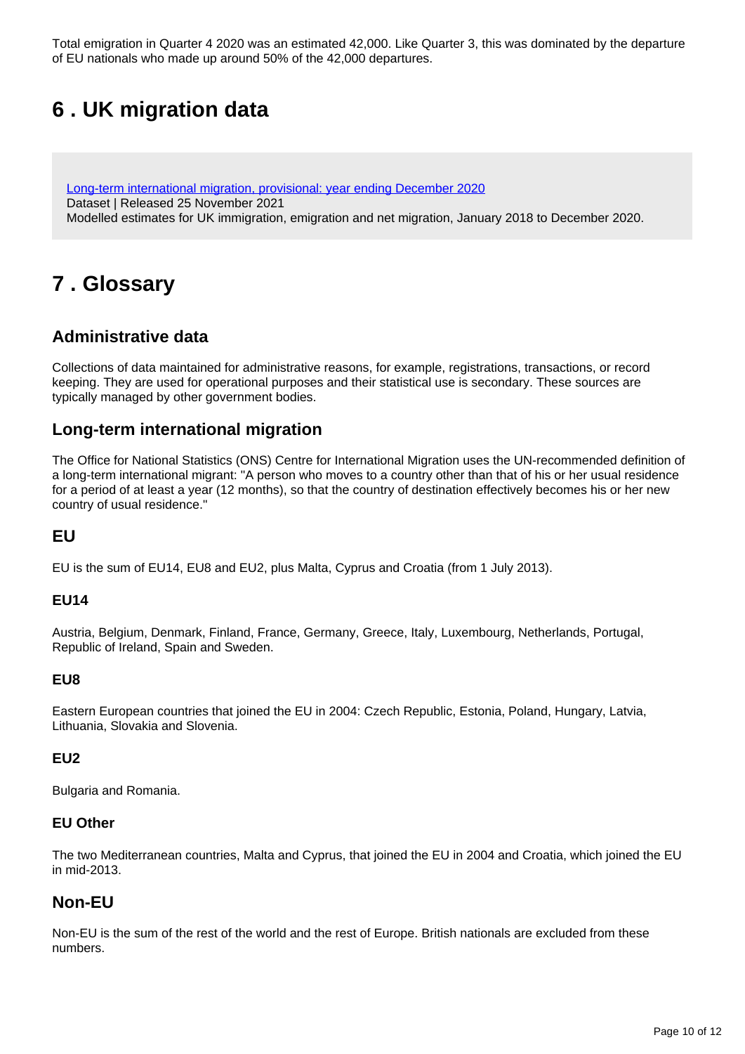Total emigration in Quarter 4 2020 was an estimated 42,000. Like Quarter 3, this was dominated by the departure of EU nationals who made up around 50% of the 42,000 departures.

## 6 . UK migration data

[Long-term international migration, provisional: year ending December 2020](#)
Dataset | Released 25 November 2021
Modelled estimates for UK immigration, emigration and net migration, January 2018 to December 2020.

## 7 . Glossary

### Administrative data

Collections of data maintained for administrative reasons, for example, registrations, transactions, or record keeping. They are used for operational purposes and their statistical use is secondary. These sources are typically managed by other government bodies.

### Long-term international migration

The Office for National Statistics (ONS) Centre for International Migration uses the UN-recommended definition of a long-term international migrant: "A person who moves to a country other than that of his or her usual residence for a period of at least a year (12 months), so that the country of destination effectively becomes his or her new country of usual residence."

### EU

EU is the sum of EU14, EU8 and EU2, plus Malta, Cyprus and Croatia (from 1 July 2013).

#### EU14

Austria, Belgium, Denmark, Finland, France, Germany, Greece, Italy, Luxembourg, Netherlands, Portugal, Republic of Ireland, Spain and Sweden.

#### EU8

Eastern European countries that joined the EU in 2004: Czech Republic, Estonia, Poland, Hungary, Latvia, Lithuania, Slovakia and Slovenia.

#### EU2

Bulgaria and Romania.

#### EU Other

The two Mediterranean countries, Malta and Cyprus, that joined the EU in 2004 and Croatia, which joined the EU in mid-2013.

### Non-EU

Non-EU is the sum of the rest of the world and the rest of Europe. British nationals are excluded from these numbers.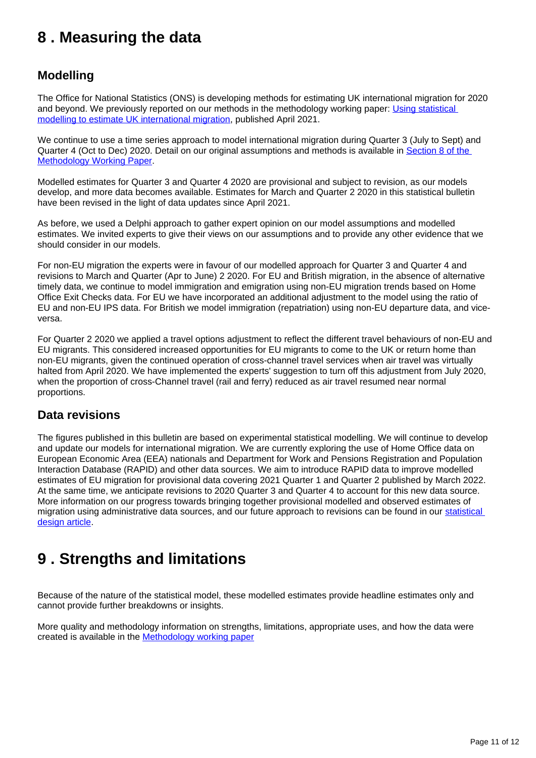# 8 . Measuring the data

## Modelling

The Office for National Statistics (ONS) is developing methods for estimating UK international migration for 2020 and beyond. We previously reported on our methods in the methodology working paper: [Using statistical modelling to estimate UK international migration](), published April 2021.

We continue to use a time series approach to model international migration during Quarter 3 (July to Sept) and Quarter 4 (Oct to Dec) 2020. Detail on our original assumptions and methods is available in [Section 8 of the Methodology Working Paper]().

Modelled estimates for Quarter 3 and Quarter 4 2020 are provisional and subject to revision, as our models develop, and more data becomes available. Estimates for March and Quarter 2 2020 in this statistical bulletin have been revised in the light of data updates since April 2021.

As before, we used a Delphi approach to gather expert opinion on our model assumptions and modelled estimates. We invited experts to give their views on our assumptions and to provide any other evidence that we should consider in our models.

For non-EU migration the experts were in favour of our modelled approach for Quarter 3 and Quarter 4 and revisions to March and Quarter (Apr to June) 2 2020. For EU and British migration, in the absence of alternative timely data, we continue to model immigration and emigration using non-EU migration trends based on Home Office Exit Checks data. For EU we have incorporated an additional adjustment to the model using the ratio of EU and non-EU IPS data. For British we model immigration (repatriation) using non-EU departure data, and vice-versa.

For Quarter 2 2020 we applied a travel options adjustment to reflect the different travel behaviours of non-EU and EU migrants. This considered increased opportunities for EU migrants to come to the UK or return home than non-EU migrants, given the continued operation of cross-channel travel services when air travel was virtually halted from April 2020. We have implemented the experts' suggestion to turn off this adjustment from July 2020, when the proportion of cross-Channel travel (rail and ferry) reduced as air travel resumed near normal proportions.

## Data revisions

The figures published in this bulletin are based on experimental statistical modelling. We will continue to develop and update our models for international migration. We are currently exploring the use of Home Office data on European Economic Area (EEA) nationals and Department for Work and Pensions Registration and Population Interaction Database (RAPID) and other data sources. We aim to introduce RAPID data to improve modelled estimates of EU migration for provisional data covering 2021 Quarter 1 and Quarter 2 published by March 2022. At the same time, we anticipate revisions to 2020 Quarter 3 and Quarter 4 to account for this new data source. More information on our progress towards bringing together provisional modelled and observed estimates of migration using administrative data sources, and our future approach to revisions can be found in our [statistical design article]().

# 9 . Strengths and limitations

Because of the nature of the statistical model, these modelled estimates provide headline estimates only and cannot provide further breakdowns or insights.

More quality and methodology information on strengths, limitations, appropriate uses, and how the data were created is available in the [Methodology working paper]()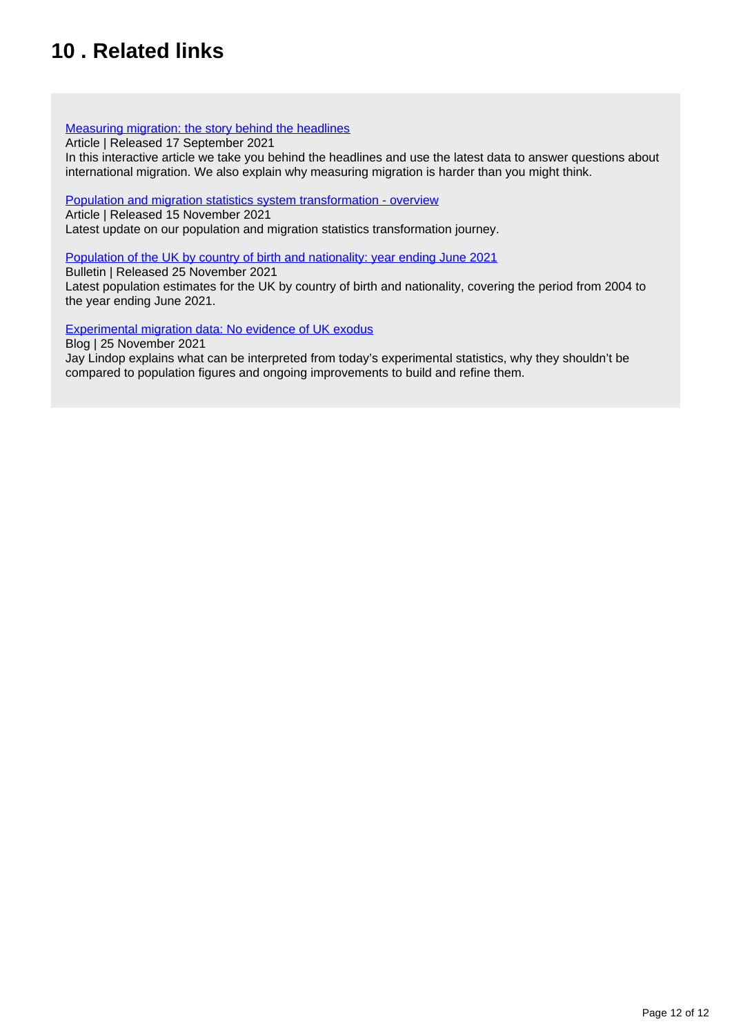## 10 . Related links

[Measuring migration: the story behind the headlines]
Article | Released 17 September 2021
In this interactive article we take you behind the headlines and use the latest data to answer questions about international migration. We also explain why measuring migration is harder than you might think.

[Population and migration statistics system transformation - overview]
Article | Released 15 November 2021
Latest update on our population and migration statistics transformation journey.

[Population of the UK by country of birth and nationality: year ending June 2021]
Bulletin | Released 25 November 2021
Latest population estimates for the UK by country of birth and nationality, covering the period from 2004 to the year ending June 2021.

[Experimental migration data: No evidence of UK exodus]
Blog | 25 November 2021
Jay Lindop explains what can be interpreted from today's experimental statistics, why they shouldn't be compared to population figures and ongoing improvements to build and refine them.